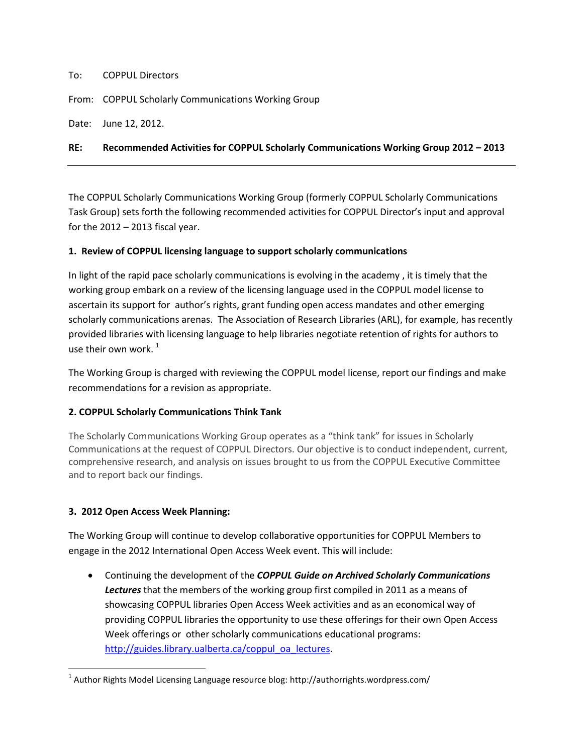To: COPPUL Directors

From: COPPUL Scholarly Communications Working Group

Date: June 12, 2012.

**RE: Recommended Activities for COPPUL Scholarly Communications Working Group 2012 – 2013**

---

The COPPUL Scholarly Communications Working Group (formerly COPPUL Scholarly Communications Task Group) sets forth the following recommended activities for COPPUL Director's input and approval for the 2012 – 2013 fiscal year.

**1. Review of COPPUL licensing language to support scholarly communications**

In light of the rapid pace scholarly communications is evolving in the academy , it is timely that the working group embark on a review of the licensing language used in the COPPUL model license to ascertain its support for author's rights, grant funding open access mandates and other emerging scholarly communications arenas. The Association of Research Libraries (ARL), for example, has recently provided libraries with licensing language to help libraries negotiate retention of rights for authors to use their own work. [1]

The Working Group is charged with reviewing the COPPUL model license, report our findings and make recommendations for a revision as appropriate.

**2. COPPUL Scholarly Communications Think Tank**

The Scholarly Communications Working Group operates as a "think tank" for issues in Scholarly Communications at the request of COPPUL Directors. Our objective is to conduct independent, current, comprehensive research, and analysis on issues brought to us from the COPPUL Executive Committee and to report back our findings.

**3. 2012 Open Access Week Planning:**

The Working Group will continue to develop collaborative opportunities for COPPUL Members to engage in the 2012 International Open Access Week event. This will include:

- Continuing the development of the ***COPPUL Guide on Archived Scholarly Communications Lectures*** that the members of the working group first compiled in 2011 as a means of showcasing COPPUL libraries Open Access Week activities and as an economical way of providing COPPUL libraries the opportunity to use these offerings for their own Open Access Week offerings or other scholarly communications educational programs: [http://guides.library.ualberta.ca/coppul_oa_lectures](http://guides.library.ualberta.ca/coppul_oa_lectures).

---

[1] Author Rights Model Licensing Language resource blog: http://authorrights.wordpress.com/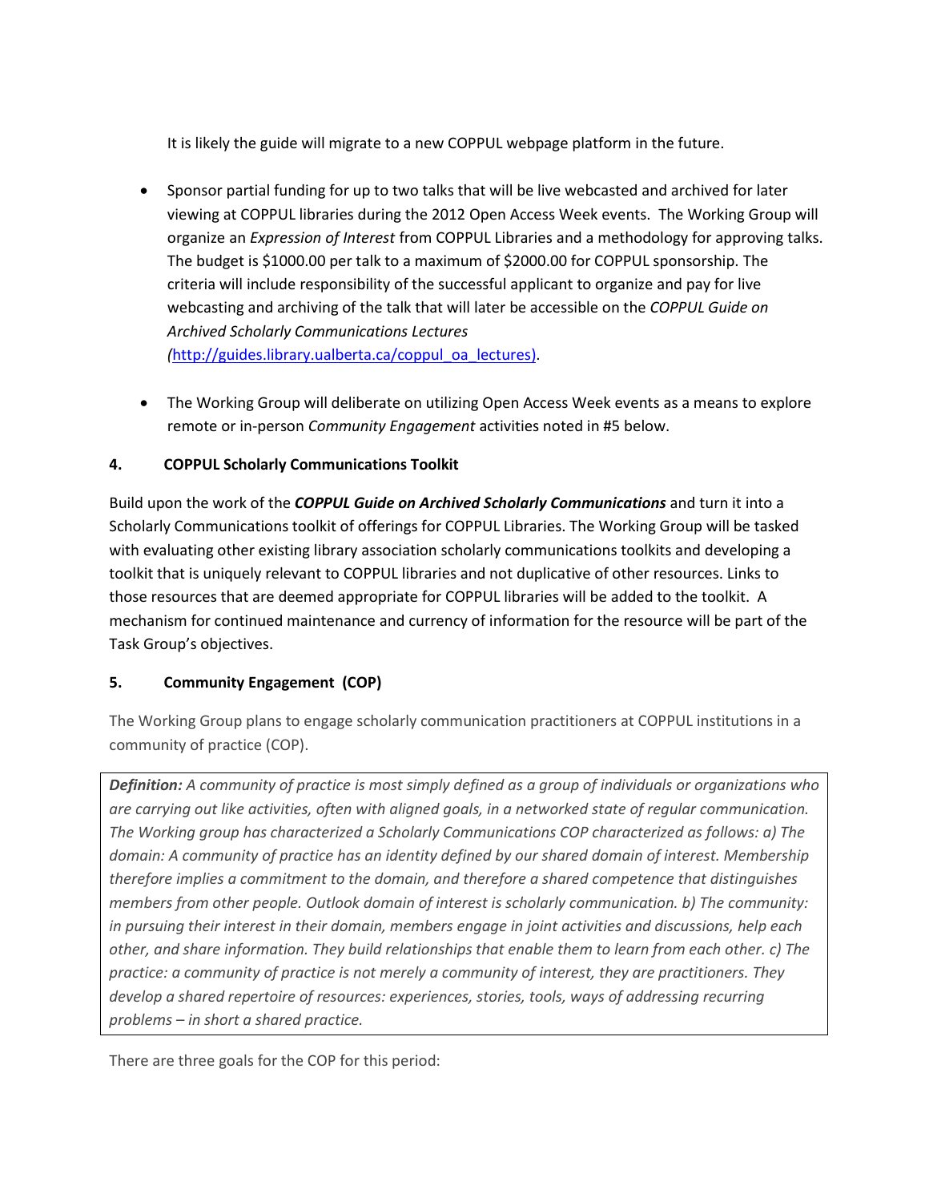It is likely the guide will migrate to a new COPPUL webpage platform in the future.

- Sponsor partial funding for up to two talks that will be live webcasted and archived for later viewing at COPPUL libraries during the 2012 Open Access Week events. The Working Group will organize an *Expression of Interest* from COPPUL Libraries and a methodology for approving talks. The budget is $1000.00 per talk to a maximum of $2000.00 for COPPUL sponsorship. The criteria will include responsibility of the successful applicant to organize and pay for live webcasting and archiving of the talk that will later be accessible on the *COPPUL Guide on Archived Scholarly Communications Lectures* *(*[http://guides.library.ualberta.ca/coppul_oa_lectures)](http://guides.library.ualberta.ca/coppul_oa_lectures).

- The Working Group will deliberate on utilizing Open Access Week events as a means to explore remote or in-person *Community Engagement* activities noted in #5 below.

#### 4. COPPUL Scholarly Communications Toolkit

Build upon the work of the ***COPPUL Guide on Archived Scholarly Communications*** and turn it into a Scholarly Communications toolkit of offerings for COPPUL Libraries. The Working Group will be tasked with evaluating other existing library association scholarly communications toolkits and developing a toolkit that is uniquely relevant to COPPUL libraries and not duplicative of other resources. Links to those resources that are deemed appropriate for COPPUL libraries will be added to the toolkit. A mechanism for continued maintenance and currency of information for the resource will be part of the Task Group's objectives.

#### 5. Community Engagement (COP)

The Working Group plans to engage scholarly communication practitioners at COPPUL institutions in a community of practice (COP).

> ***Definition:*** *A community of practice is most simply defined as a group of individuals or organizations who are carrying out like activities, often with aligned goals, in a networked state of regular communication. The Working group has characterized a Scholarly Communications COP characterized as follows: a) The domain: A community of practice has an identity defined by our shared domain of interest. Membership therefore implies a commitment to the domain, and therefore a shared competence that distinguishes members from other people. Outlook domain of interest is scholarly communication. b) The community: in pursuing their interest in their domain, members engage in joint activities and discussions, help each other, and share information. They build relationships that enable them to learn from each other. c) The practice: a community of practice is not merely a community of interest, they are practitioners. They develop a shared repertoire of resources: experiences, stories, tools, ways of addressing recurring problems – in short a shared practice.*

There are three goals for the COP for this period: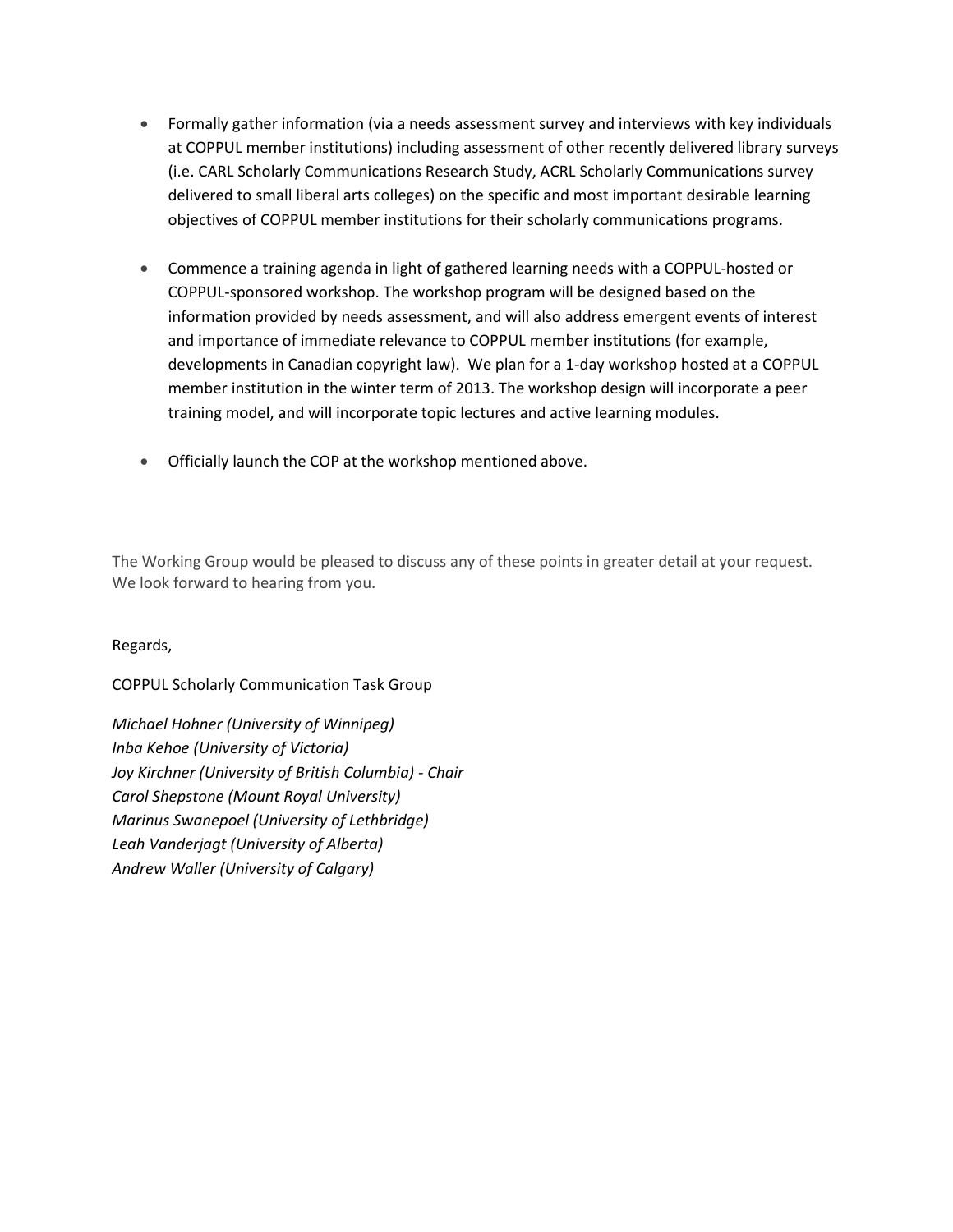- Formally gather information (via a needs assessment survey and interviews with key individuals at COPPUL member institutions) including assessment of other recently delivered library surveys (i.e. CARL Scholarly Communications Research Study, ACRL Scholarly Communications survey delivered to small liberal arts colleges) on the specific and most important desirable learning objectives of COPPUL member institutions for their scholarly communications programs.

- Commence a training agenda in light of gathered learning needs with a COPPUL-hosted or COPPUL-sponsored workshop. The workshop program will be designed based on the information provided by needs assessment, and will also address emergent events of interest and importance of immediate relevance to COPPUL member institutions (for example, developments in Canadian copyright law). We plan for a 1-day workshop hosted at a COPPUL member institution in the winter term of 2013. The workshop design will incorporate a peer training model, and will incorporate topic lectures and active learning modules.

- Officially launch the COP at the workshop mentioned above.

The Working Group would be pleased to discuss any of these points in greater detail at your request. We look forward to hearing from you.

Regards,

COPPUL Scholarly Communication Task Group

*Michael Hohner (University of Winnipeg)*
*Inba Kehoe (University of Victoria)*
*Joy Kirchner (University of British Columbia) - Chair*
*Carol Shepstone (Mount Royal University)*
*Marinus Swanepoel (University of Lethbridge)*
*Leah Vanderjagt (University of Alberta)*
*Andrew Waller (University of Calgary)*